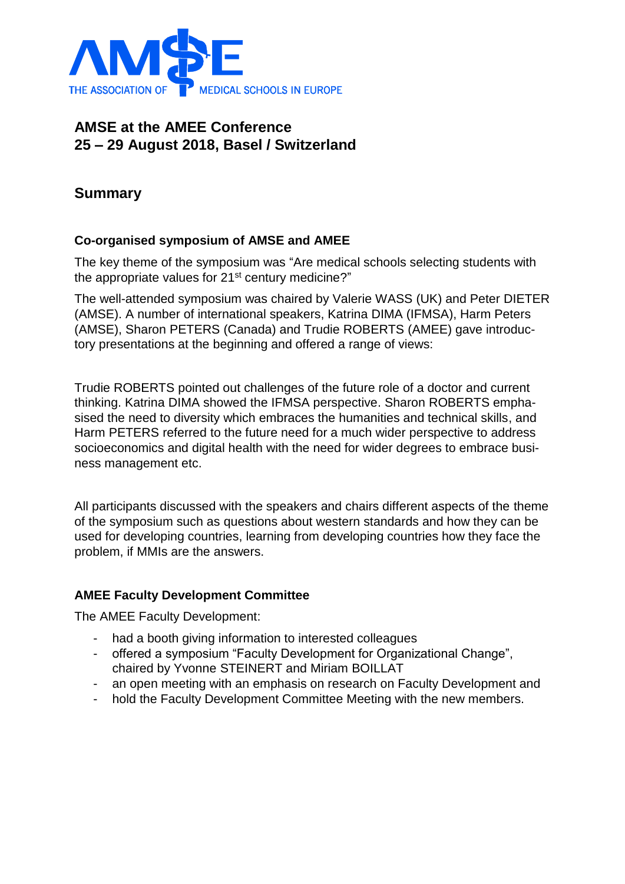THE ASSOCIATION OF MEDICAL SCHOOLS IN EUROPE

# AMSE at the AMEE Conference
# 25 – 29 August 2018, Basel / Switzerland

## Summary

### Co-organised symposium of AMSE and AMEE

The key theme of the symposium was "Are medical schools selecting students with the appropriate values for 21st century medicine?"

The well-attended symposium was chaired by Valerie WASS (UK) and Peter DIETER (AMSE). A number of international speakers, Katrina DIMA (IFMSA), Harm Peters (AMSE), Sharon PETERS (Canada) and Trudie ROBERTS (AMEE) gave introductory presentations at the beginning and offered a range of views:

Trudie ROBERTS pointed out challenges of the future role of a doctor and current thinking. Katrina DIMA showed the IFMSA perspective. Sharon ROBERTS emphasised the need to diversity which embraces the humanities and technical skills, and Harm PETERS referred to the future need for a much wider perspective to address socioeconomics and digital health with the need for wider degrees to embrace business management etc.

All participants discussed with the speakers and chairs different aspects of the theme of the symposium such as questions about western standards and how they can be used for developing countries, learning from developing countries how they face the problem, if MMIs are the answers.

### AMEE Faculty Development Committee

The AMEE Faculty Development:

- had a booth giving information to interested colleagues
- offered a symposium "Faculty Development for Organizational Change", chaired by Yvonne STEINERT and Miriam BOILLAT
- an open meeting with an emphasis on research on Faculty Development and
- hold the Faculty Development Committee Meeting with the new members.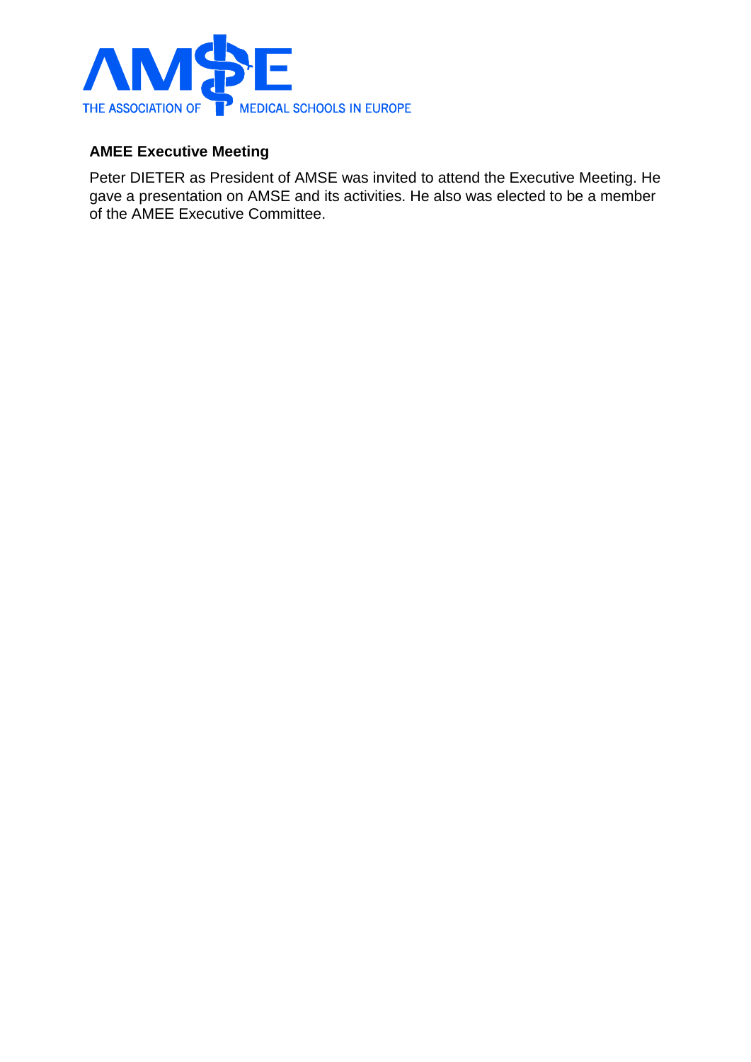**AMEE Executive Meeting**

Peter DIETER as President of AMSE was invited to attend the Executive Meeting. He gave a presentation on AMSE and its activities. He also was elected to be a member of the AMEE Executive Committee.